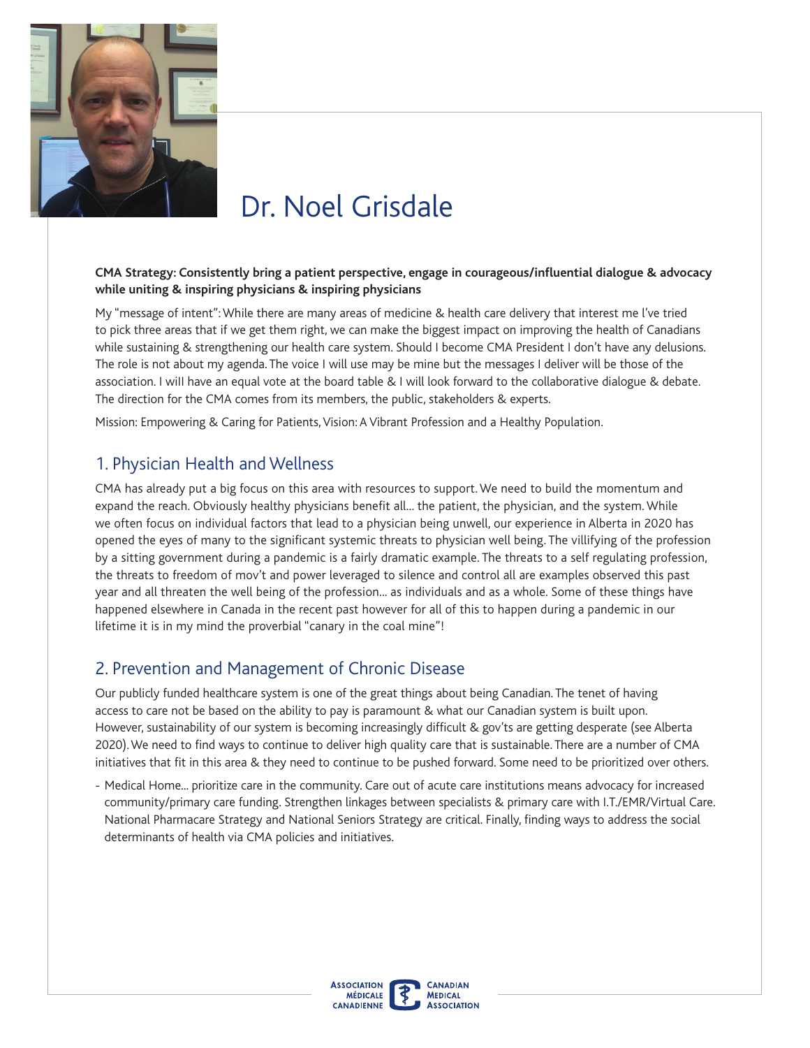# Dr. Noel Grisdale

**CMA Strategy: Consistently bring a patient perspective, engage in courageous/influential dialogue & advocacy while uniting & inspiring physicians & inspiring physicians**

My "message of intent": While there are many areas of medicine & health care delivery that interest me I've tried to pick three areas that if we get them right, we can make the biggest impact on improving the health of Canadians while sustaining & strengthening our health care system. Should I become CMA President I don't have any delusions. The role is not about my agenda. The voice I will use may be mine but the messages I deliver will be those of the association. I will have an equal vote at the board table & I will look forward to the collaborative dialogue & debate. The direction for the CMA comes from its members, the public, stakeholders & experts.

Mission: Empowering & Caring for Patients, Vision: A Vibrant Profession and a Healthy Population.

## 1. Physician Health and Wellness

CMA has already put a big focus on this area with resources to support. We need to build the momentum and expand the reach. Obviously healthy physicians benefit all... the patient, the physician, and the system. While we often focus on individual factors that lead to a physician being unwell, our experience in Alberta in 2020 has opened the eyes of many to the significant systemic threats to physician well being. The villifying of the profession by a sitting government during a pandemic is a fairly dramatic example. The threats to a self regulating profession, the threats to freedom of mov't and power leveraged to silence and control all are examples observed this past year and all threaten the well being of the profession... as individuals and as a whole. Some of these things have happened elsewhere in Canada in the recent past however for all of this to happen during a pandemic in our lifetime it is in my mind the proverbial "canary in the coal mine"!

## 2. Prevention and Management of Chronic Disease

Our publicly funded healthcare system is one of the great things about being Canadian. The tenet of having access to care not be based on the ability to pay is paramount & what our Canadian system is built upon. However, sustainability of our system is becoming increasingly difficult & gov'ts are getting desperate (see Alberta 2020). We need to find ways to continue to deliver high quality care that is sustainable. There are a number of CMA initiatives that fit in this area & they need to continue to be pushed forward. Some need to be prioritized over others.

- Medical Home... prioritize care in the community. Care out of acute care institutions means advocacy for increased community/primary care funding. Strengthen linkages between specialists & primary care with I.T./EMR/Virtual Care. National Pharmacare Strategy and National Seniors Strategy are critical. Finally, finding ways to address the social determinants of health via CMA policies and initiatives.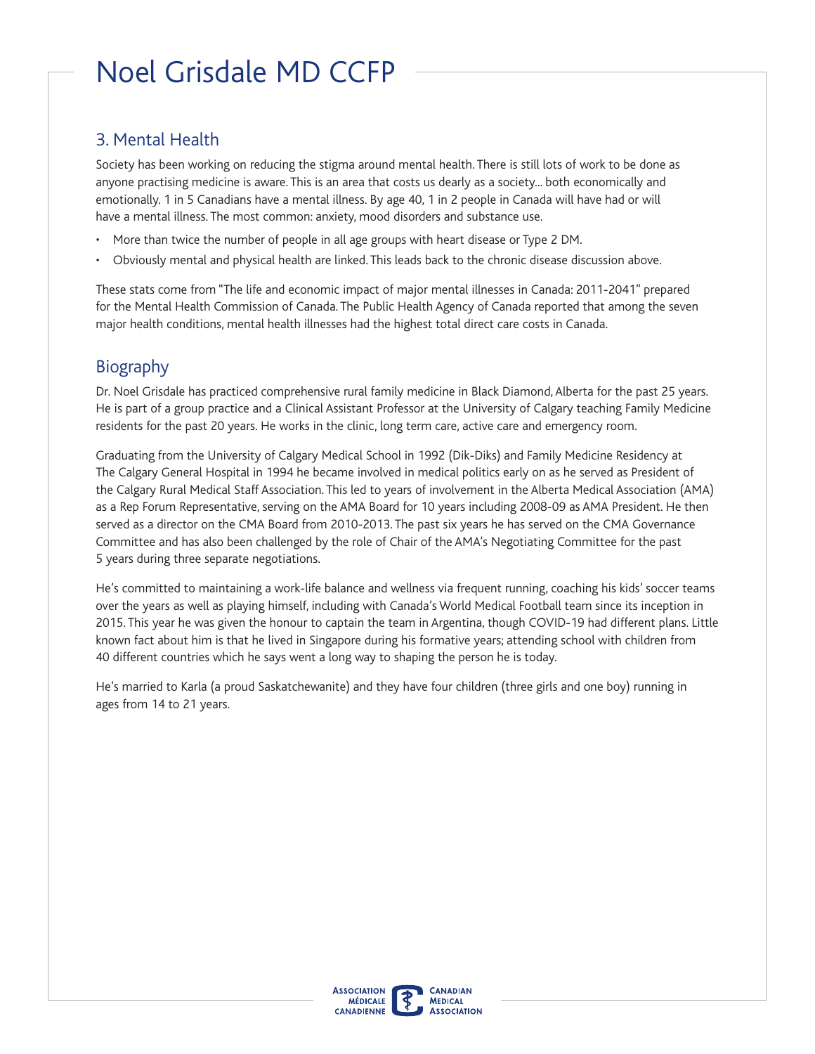# Noel Grisdale MD CCFP

## 3. Mental Health

Society has been working on reducing the stigma around mental health. There is still lots of work to be done as anyone practising medicine is aware. This is an area that costs us dearly as a society... both economically and emotionally. 1 in 5 Canadians have a mental illness. By age 40, 1 in 2 people in Canada will have had or will have a mental illness. The most common: anxiety, mood disorders and substance use.

- More than twice the number of people in all age groups with heart disease or Type 2 DM.
- Obviously mental and physical health are linked. This leads back to the chronic disease discussion above.

These stats come from "The life and economic impact of major mental illnesses in Canada: 2011-2041" prepared for the Mental Health Commission of Canada. The Public Health Agency of Canada reported that among the seven major health conditions, mental health illnesses had the highest total direct care costs in Canada.

## Biography

Dr. Noel Grisdale has practiced comprehensive rural family medicine in Black Diamond, Alberta for the past 25 years. He is part of a group practice and a Clinical Assistant Professor at the University of Calgary teaching Family Medicine residents for the past 20 years. He works in the clinic, long term care, active care and emergency room.

Graduating from the University of Calgary Medical School in 1992 (Dik-Diks) and Family Medicine Residency at The Calgary General Hospital in 1994 he became involved in medical politics early on as he served as President of the Calgary Rural Medical Staff Association. This led to years of involvement in the Alberta Medical Association (AMA) as a Rep Forum Representative, serving on the AMA Board for 10 years including 2008-09 as AMA President. He then served as a director on the CMA Board from 2010-2013. The past six years he has served on the CMA Governance Committee and has also been challenged by the role of Chair of the AMA's Negotiating Committee for the past 5 years during three separate negotiations.

He's committed to maintaining a work-life balance and wellness via frequent running, coaching his kids' soccer teams over the years as well as playing himself, including with Canada's World Medical Football team since its inception in 2015. This year he was given the honour to captain the team in Argentina, though COVID-19 had different plans. Little known fact about him is that he lived in Singapore during his formative years; attending school with children from 40 different countries which he says went a long way to shaping the person he is today.

He's married to Karla (a proud Saskatchewanite) and they have four children (three girls and one boy) running in ages from 14 to 21 years.